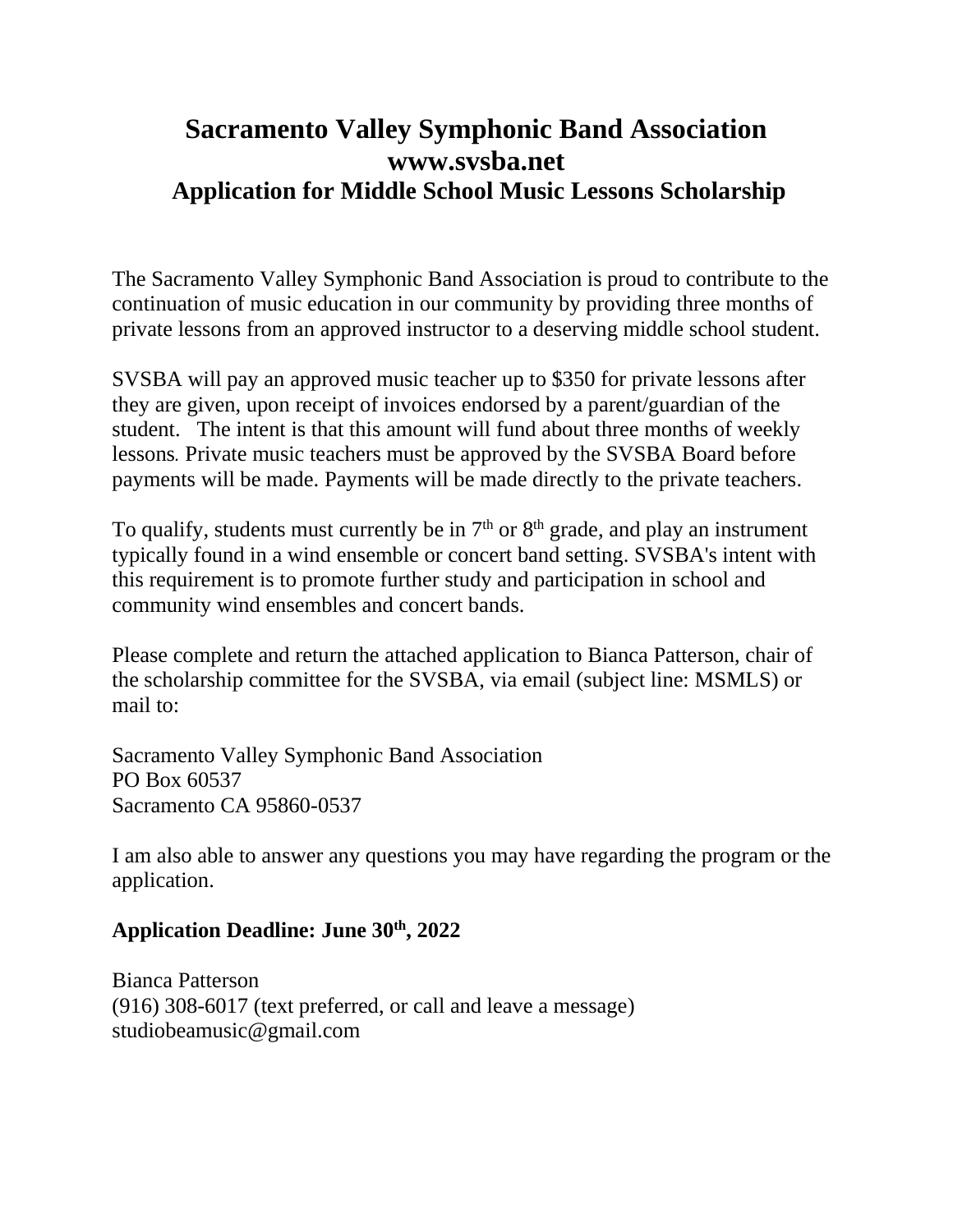# Sacramento Valley Symphonic Band Association
# www.svsba.net
## Application for Middle School Music Lessons Scholarship

The Sacramento Valley Symphonic Band Association is proud to contribute to the continuation of music education in our community by providing three months of private lessons from an approved instructor to a deserving middle school student.

SVSBA will pay an approved music teacher up to $350 for private lessons after they are given, upon receipt of invoices endorsed by a parent/guardian of the student. The intent is that this amount will fund about three months of weekly lessons. Private music teachers must be approved by the SVSBA Board before payments will be made. Payments will be made directly to the private teachers.

To qualify, students must currently be in 7th or 8th grade, and play an instrument typically found in a wind ensemble or concert band setting. SVSBA's intent with this requirement is to promote further study and participation in school and community wind ensembles and concert bands.

Please complete and return the attached application to Bianca Patterson, chair of the scholarship committee for the SVSBA, via email (subject line: MSMLS) or mail to:

Sacramento Valley Symphonic Band Association
PO Box 60537
Sacramento CA 95860-0537

I am also able to answer any questions you may have regarding the program or the application.

**Application Deadline: June 30th, 2022**

Bianca Patterson
(916) 308-6017 (text preferred, or call and leave a message)
studiobeamusic@gmail.com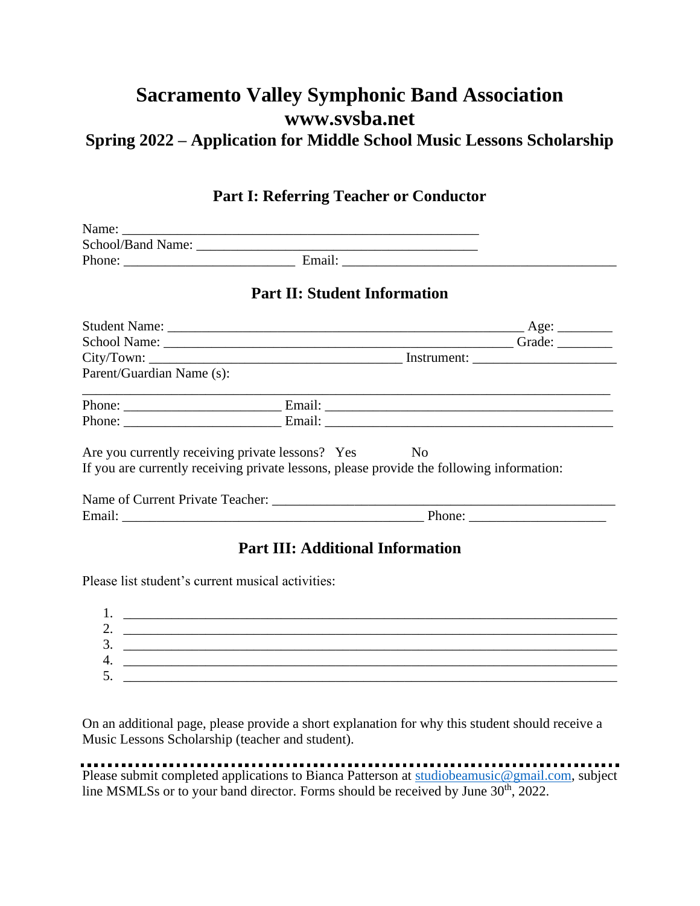# Sacramento Valley Symphonic Band Association
# www.svsba.net
## Spring 2022 – Application for Middle School Music Lessons Scholarship

### Part I: Referring Teacher or Conductor

Name: ____________________________________________________

School/Band Name: ________________________________________

Phone: ________________________ Email: ____________________________________

### Part II: Student Information

Student Name: ______________________________________________________ Age: ________

School Name: _______________________________________________________ Grade: ________

City/Town: ______________________________________ Instrument: ____________________

Parent/Guardian Name (s):

________________________________________________________________________________

Phone: ______________________ Email: ________________________________________

Phone: ______________________ Email: ________________________________________

Are you currently receiving private lessons? Yes No

If you are currently receiving private lessons, please provide the following information:

Name of Current Private Teacher: _______________________________________________

Email: ____________________________________________ Phone: ___________________

### Part III: Additional Information

Please list student's current musical activities:

1. ________________________________________________________________________
2. ________________________________________________________________________
3. ________________________________________________________________________
4. ________________________________________________________________________
5. ________________________________________________________________________

On an additional page, please provide a short explanation for why this student should receive a Music Lessons Scholarship (teacher and student).

Please submit completed applications to Bianca Patterson at studiobeamusic@gmail.com, subject line MSMLSs or to your band director. Forms should be received by June 30th, 2022.